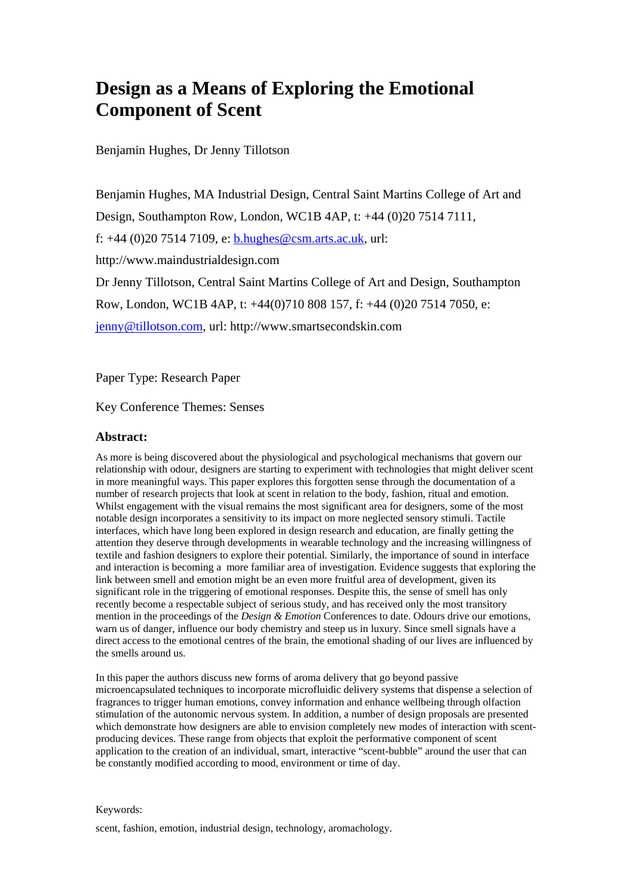# Design as a Means of Exploring the Emotional Component of Scent

Benjamin Hughes, Dr Jenny Tillotson

Benjamin Hughes, MA Industrial Design, Central Saint Martins College of Art and Design, Southampton Row, London, WC1B 4AP, t: +44 (0)20 7514 7111, f: +44 (0)20 7514 7109, e: b.hughes@csm.arts.ac.uk, url: http://www.maindustrialdesign.com

Dr Jenny Tillotson, Central Saint Martins College of Art and Design, Southampton Row, London, WC1B 4AP, t: +44(0)710 808 157, f: +44 (0)20 7514 7050, e: jenny@tillotson.com, url: http://www.smartsecondskin.com

Paper Type: Research Paper

Key Conference Themes: Senses

## Abstract:

As more is being discovered about the physiological and psychological mechanisms that govern our relationship with odour, designers are starting to experiment with technologies that might deliver scent in more meaningful ways. This paper explores this forgotten sense through the documentation of a number of research projects that look at scent in relation to the body, fashion, ritual and emotion. Whilst engagement with the visual remains the most significant area for designers, some of the most notable design incorporates a sensitivity to its impact on more neglected sensory stimuli. Tactile interfaces, which have long been explored in design research and education, are finally getting the attention they deserve through developments in wearable technology and the increasing willingness of textile and fashion designers to explore their potential. Similarly, the importance of sound in interface and interaction is becoming a more familiar area of investigation. Evidence suggests that exploring the link between smell and emotion might be an even more fruitful area of development, given its significant role in the triggering of emotional responses. Despite this, the sense of smell has only recently become a respectable subject of serious study, and has received only the most transitory mention in the proceedings of the *Design & Emotion* Conferences to date. Odours drive our emotions, warn us of danger, influence our body chemistry and steep us in luxury. Since smell signals have a direct access to the emotional centres of the brain, the emotional shading of our lives are influenced by the smells around us.

In this paper the authors discuss new forms of aroma delivery that go beyond passive microencapsulated techniques to incorporate microfluidic delivery systems that dispense a selection of fragrances to trigger human emotions, convey information and enhance wellbeing through olfaction stimulation of the autonomic nervous system. In addition, a number of design proposals are presented which demonstrate how designers are able to envision completely new modes of interaction with scent-producing devices. These range from objects that exploit the performative component of scent application to the creation of an individual, smart, interactive "scent-bubble" around the user that can be constantly modified according to mood, environment or time of day.

Keywords:

scent, fashion, emotion, industrial design, technology, aromachology.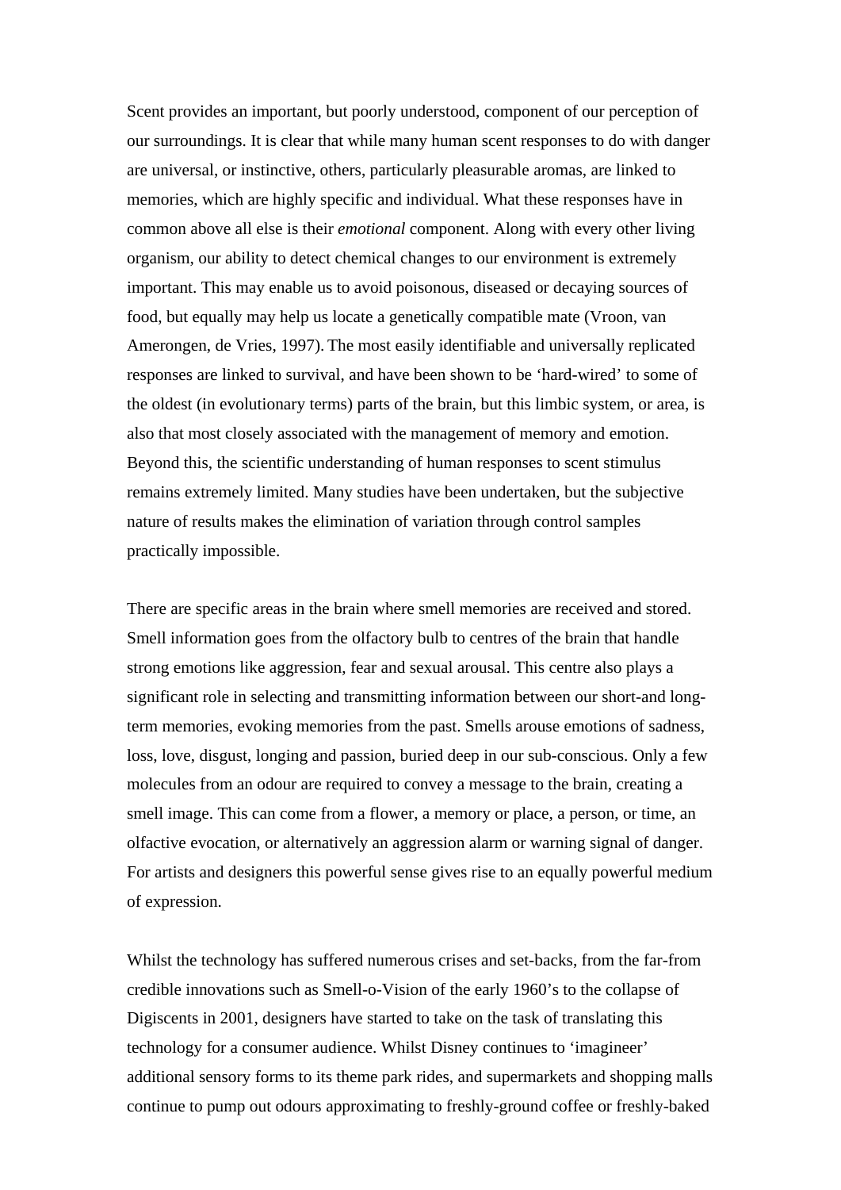Scent provides an important, but poorly understood, component of our perception of our surroundings. It is clear that while many human scent responses to do with danger are universal, or instinctive, others, particularly pleasurable aromas, are linked to memories, which are highly specific and individual. What these responses have in common above all else is their *emotional* component. Along with every other living organism, our ability to detect chemical changes to our environment is extremely important. This may enable us to avoid poisonous, diseased or decaying sources of food, but equally may help us locate a genetically compatible mate (Vroon, van Amerongen, de Vries, 1997). The most easily identifiable and universally replicated responses are linked to survival, and have been shown to be 'hard-wired' to some of the oldest (in evolutionary terms) parts of the brain, but this limbic system, or area, is also that most closely associated with the management of memory and emotion. Beyond this, the scientific understanding of human responses to scent stimulus remains extremely limited. Many studies have been undertaken, but the subjective nature of results makes the elimination of variation through control samples practically impossible.

There are specific areas in the brain where smell memories are received and stored. Smell information goes from the olfactory bulb to centres of the brain that handle strong emotions like aggression, fear and sexual arousal. This centre also plays a significant role in selecting and transmitting information between our short-and long-term memories, evoking memories from the past. Smells arouse emotions of sadness, loss, love, disgust, longing and passion, buried deep in our sub-conscious. Only a few molecules from an odour are required to convey a message to the brain, creating a smell image. This can come from a flower, a memory or place, a person, or time, an olfactive evocation, or alternatively an aggression alarm or warning signal of danger. For artists and designers this powerful sense gives rise to an equally powerful medium of expression.

Whilst the technology has suffered numerous crises and set-backs, from the far-from credible innovations such as Smell-o-Vision of the early 1960's to the collapse of Digiscents in 2001, designers have started to take on the task of translating this technology for a consumer audience. Whilst Disney continues to 'imagineer' additional sensory forms to its theme park rides, and supermarkets and shopping malls continue to pump out odours approximating to freshly-ground coffee or freshly-baked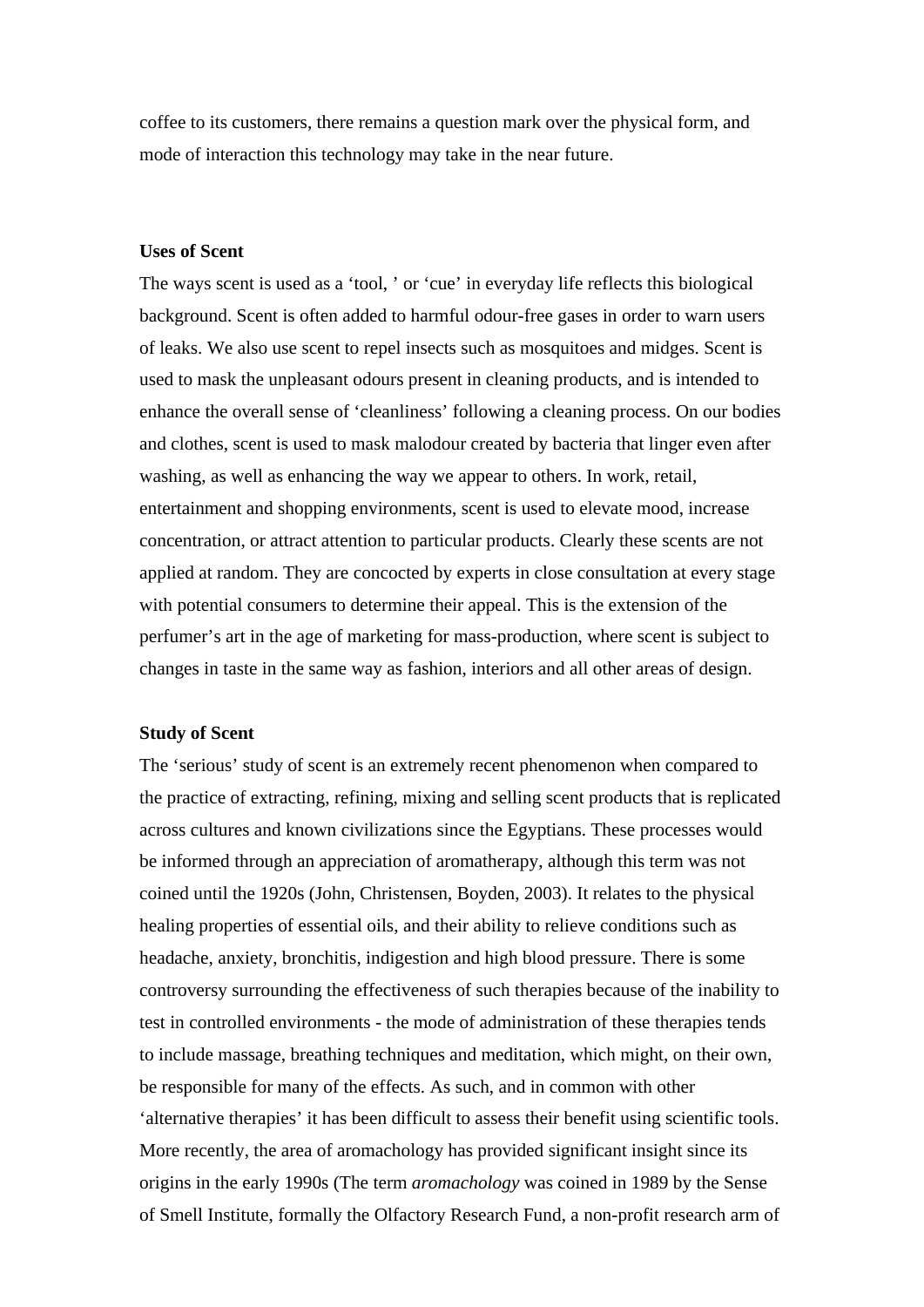coffee to its customers, there remains a question mark over the physical form, and mode of interaction this technology may take in the near future.

**Uses of Scent**

The ways scent is used as a 'tool, ' or 'cue' in everyday life reflects this biological background. Scent is often added to harmful odour-free gases in order to warn users of leaks. We also use scent to repel insects such as mosquitoes and midges. Scent is used to mask the unpleasant odours present in cleaning products, and is intended to enhance the overall sense of 'cleanliness' following a cleaning process. On our bodies and clothes, scent is used to mask malodour created by bacteria that linger even after washing, as well as enhancing the way we appear to others. In work, retail, entertainment and shopping environments, scent is used to elevate mood, increase concentration, or attract attention to particular products. Clearly these scents are not applied at random. They are concocted by experts in close consultation at every stage with potential consumers to determine their appeal. This is the extension of the perfumer's art in the age of marketing for mass-production, where scent is subject to changes in taste in the same way as fashion, interiors and all other areas of design.

**Study of Scent**

The 'serious' study of scent is an extremely recent phenomenon when compared to the practice of extracting, refining, mixing and selling scent products that is replicated across cultures and known civilizations since the Egyptians. These processes would be informed through an appreciation of aromatherapy, although this term was not coined until the 1920s (John, Christensen, Boyden, 2003). It relates to the physical healing properties of essential oils, and their ability to relieve conditions such as headache, anxiety, bronchitis, indigestion and high blood pressure. There is some controversy surrounding the effectiveness of such therapies because of the inability to test in controlled environments - the mode of administration of these therapies tends to include massage, breathing techniques and meditation, which might, on their own, be responsible for many of the effects. As such, and in common with other 'alternative therapies' it has been difficult to assess their benefit using scientific tools. More recently, the area of aromachology has provided significant insight since its origins in the early 1990s (The term *aromachology* was coined in 1989 by the Sense of Smell Institute, formally the Olfactory Research Fund, a non-profit research arm of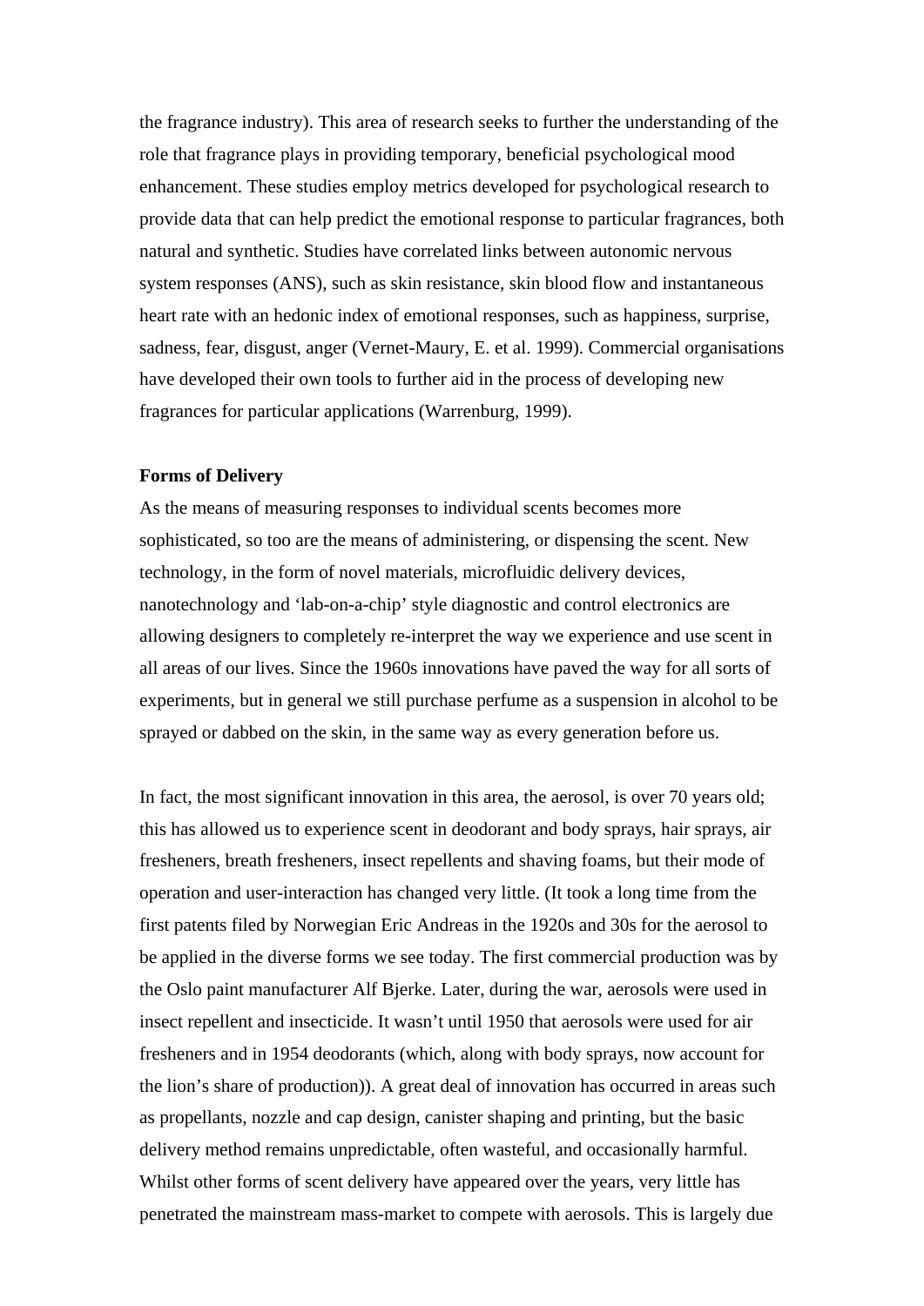the fragrance industry). This area of research seeks to further the understanding of the role that fragrance plays in providing temporary, beneficial psychological mood enhancement. These studies employ metrics developed for psychological research to provide data that can help predict the emotional response to particular fragrances, both natural and synthetic. Studies have correlated links between autonomic nervous system responses (ANS), such as skin resistance, skin blood flow and instantaneous heart rate with an hedonic index of emotional responses, such as happiness, surprise, sadness, fear, disgust, anger (Vernet-Maury, E. et al. 1999). Commercial organisations have developed their own tools to further aid in the process of developing new fragrances for particular applications (Warrenburg, 1999).

**Forms of Delivery**

As the means of measuring responses to individual scents becomes more sophisticated, so too are the means of administering, or dispensing the scent. New technology, in the form of novel materials, microfluidic delivery devices, nanotechnology and 'lab-on-a-chip' style diagnostic and control electronics are allowing designers to completely re-interpret the way we experience and use scent in all areas of our lives. Since the 1960s innovations have paved the way for all sorts of experiments, but in general we still purchase perfume as a suspension in alcohol to be sprayed or dabbed on the skin, in the same way as every generation before us.

In fact, the most significant innovation in this area, the aerosol, is over 70 years old; this has allowed us to experience scent in deodorant and body sprays, hair sprays, air fresheners, breath fresheners, insect repellents and shaving foams, but their mode of operation and user-interaction has changed very little. (It took a long time from the first patents filed by Norwegian Eric Andreas in the 1920s and 30s for the aerosol to be applied in the diverse forms we see today. The first commercial production was by the Oslo paint manufacturer Alf Bjerke. Later, during the war, aerosols were used in insect repellent and insecticide. It wasn't until 1950 that aerosols were used for air fresheners and in 1954 deodorants (which, along with body sprays, now account for the lion's share of production)). A great deal of innovation has occurred in areas such as propellants, nozzle and cap design, canister shaping and printing, but the basic delivery method remains unpredictable, often wasteful, and occasionally harmful. Whilst other forms of scent delivery have appeared over the years, very little has penetrated the mainstream mass-market to compete with aerosols. This is largely due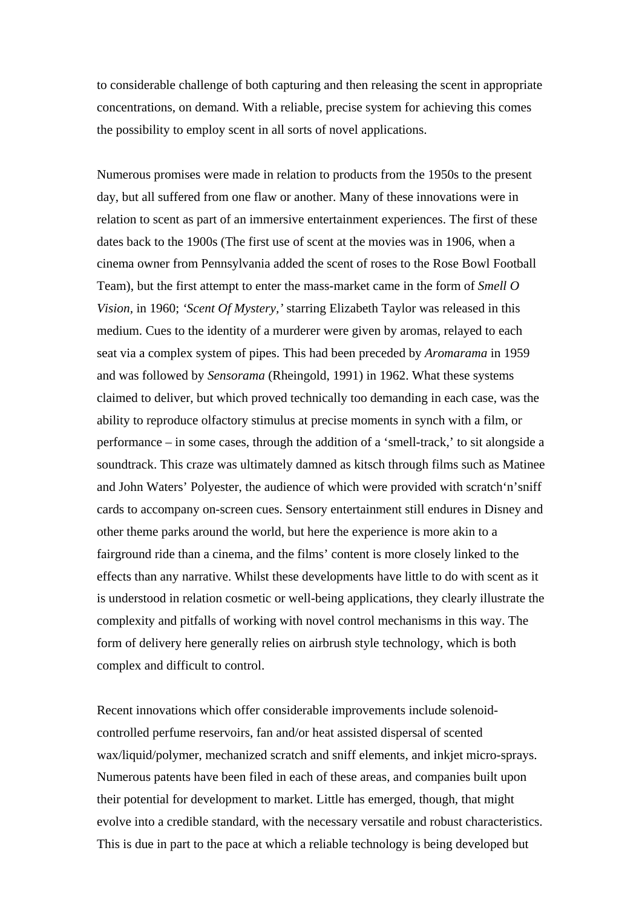to considerable challenge of both capturing and then releasing the scent in appropriate concentrations, on demand. With a reliable, precise system for achieving this comes the possibility to employ scent in all sorts of novel applications.

Numerous promises were made in relation to products from the 1950s to the present day, but all suffered from one flaw or another. Many of these innovations were in relation to scent as part of an immersive entertainment experiences. The first of these dates back to the 1900s (The first use of scent at the movies was in 1906, when a cinema owner from Pennsylvania added the scent of roses to the Rose Bowl Football Team), but the first attempt to enter the mass-market came in the form of *Smell O Vision*, in 1960; *'Scent Of Mystery,'* starring Elizabeth Taylor was released in this medium. Cues to the identity of a murderer were given by aromas, relayed to each seat via a complex system of pipes. This had been preceded by *Aromarama* in 1959 and was followed by *Sensorama* (Rheingold, 1991) in 1962. What these systems claimed to deliver, but which proved technically too demanding in each case, was the ability to reproduce olfactory stimulus at precise moments in synch with a film, or performance – in some cases, through the addition of a 'smell-track,' to sit alongside a soundtrack. This craze was ultimately damned as kitsch through films such as Matinee and John Waters' Polyester, the audience of which were provided with scratch'n'sniff cards to accompany on-screen cues. Sensory entertainment still endures in Disney and other theme parks around the world, but here the experience is more akin to a fairground ride than a cinema, and the films' content is more closely linked to the effects than any narrative. Whilst these developments have little to do with scent as it is understood in relation cosmetic or well-being applications, they clearly illustrate the complexity and pitfalls of working with novel control mechanisms in this way. The form of delivery here generally relies on airbrush style technology, which is both complex and difficult to control.

Recent innovations which offer considerable improvements include solenoid-controlled perfume reservoirs, fan and/or heat assisted dispersal of scented wax/liquid/polymer, mechanized scratch and sniff elements, and inkjet micro-sprays. Numerous patents have been filed in each of these areas, and companies built upon their potential for development to market. Little has emerged, though, that might evolve into a credible standard, with the necessary versatile and robust characteristics. This is due in part to the pace at which a reliable technology is being developed but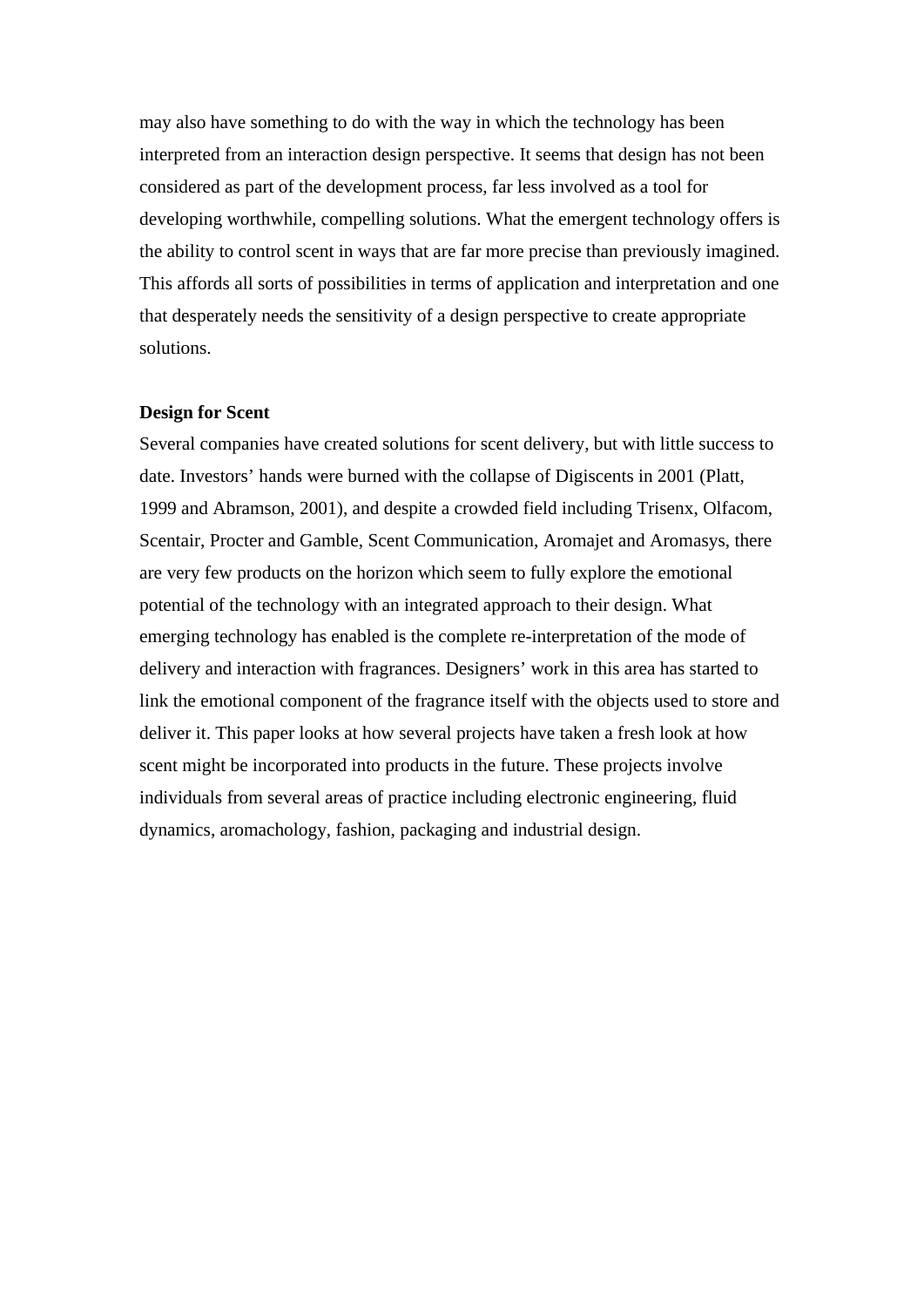may also have something to do with the way in which the technology has been interpreted from an interaction design perspective. It seems that design has not been considered as part of the development process, far less involved as a tool for developing worthwhile, compelling solutions. What the emergent technology offers is the ability to control scent in ways that are far more precise than previously imagined. This affords all sorts of possibilities in terms of application and interpretation and one that desperately needs the sensitivity of a design perspective to create appropriate solutions.

**Design for Scent**

Several companies have created solutions for scent delivery, but with little success to date. Investors' hands were burned with the collapse of Digiscents in 2001 (Platt, 1999 and Abramson, 2001), and despite a crowded field including Trisenx, Olfacom, Scentair, Procter and Gamble, Scent Communication, Aromajet and Aromasys, there are very few products on the horizon which seem to fully explore the emotional potential of the technology with an integrated approach to their design. What emerging technology has enabled is the complete re-interpretation of the mode of delivery and interaction with fragrances. Designers' work in this area has started to link the emotional component of the fragrance itself with the objects used to store and deliver it. This paper looks at how several projects have taken a fresh look at how scent might be incorporated into products in the future. These projects involve individuals from several areas of practice including electronic engineering, fluid dynamics, aromachology, fashion, packaging and industrial design.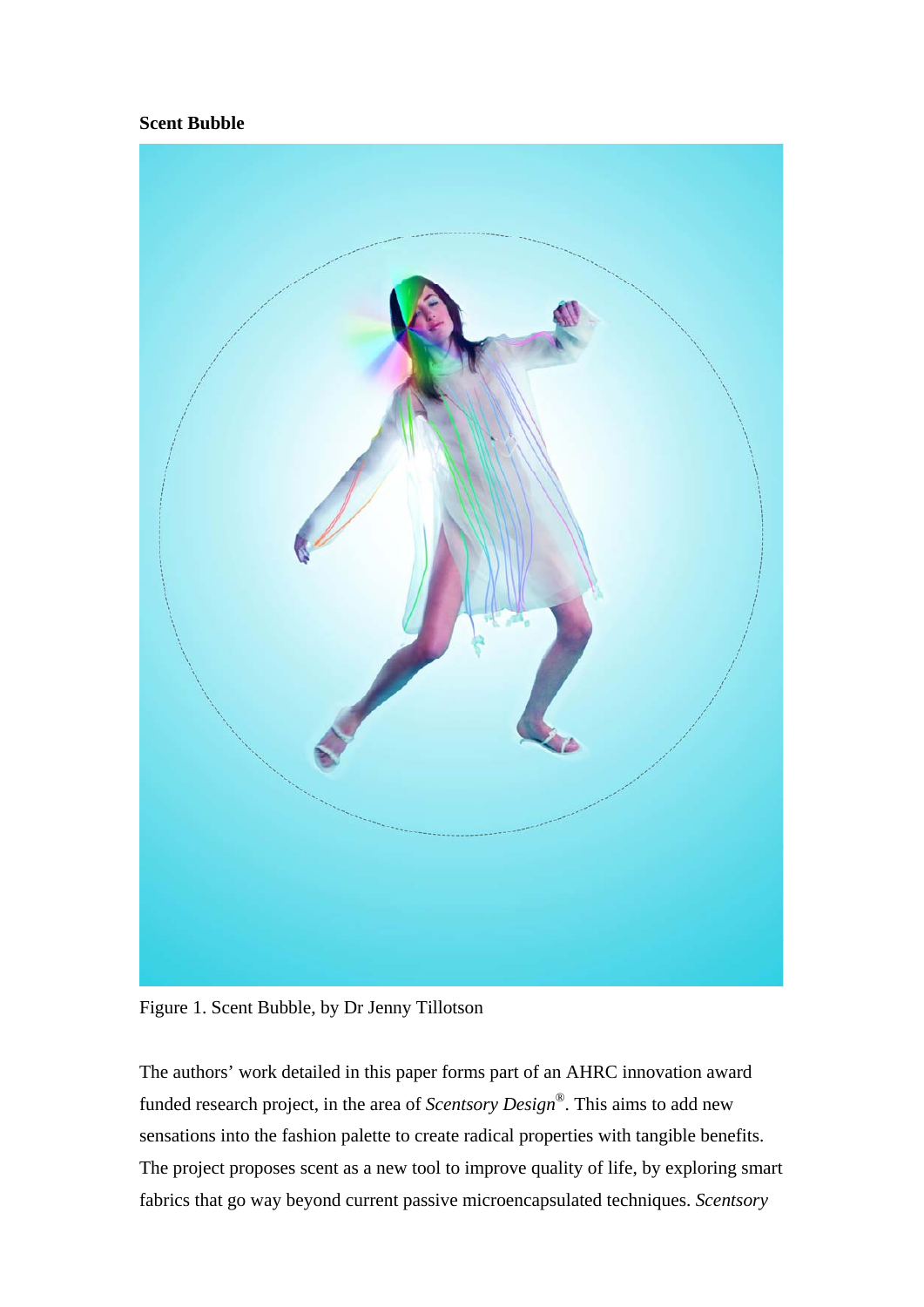**Scent Bubble**

Figure 1. Scent Bubble, by Dr Jenny Tillotson

The authors' work detailed in this paper forms part of an AHRC innovation award funded research project, in the area of *Scentsory Design*®. This aims to add new sensations into the fashion palette to create radical properties with tangible benefits. The project proposes scent as a new tool to improve quality of life, by exploring smart fabrics that go way beyond current passive microencapsulated techniques. *Scentsory*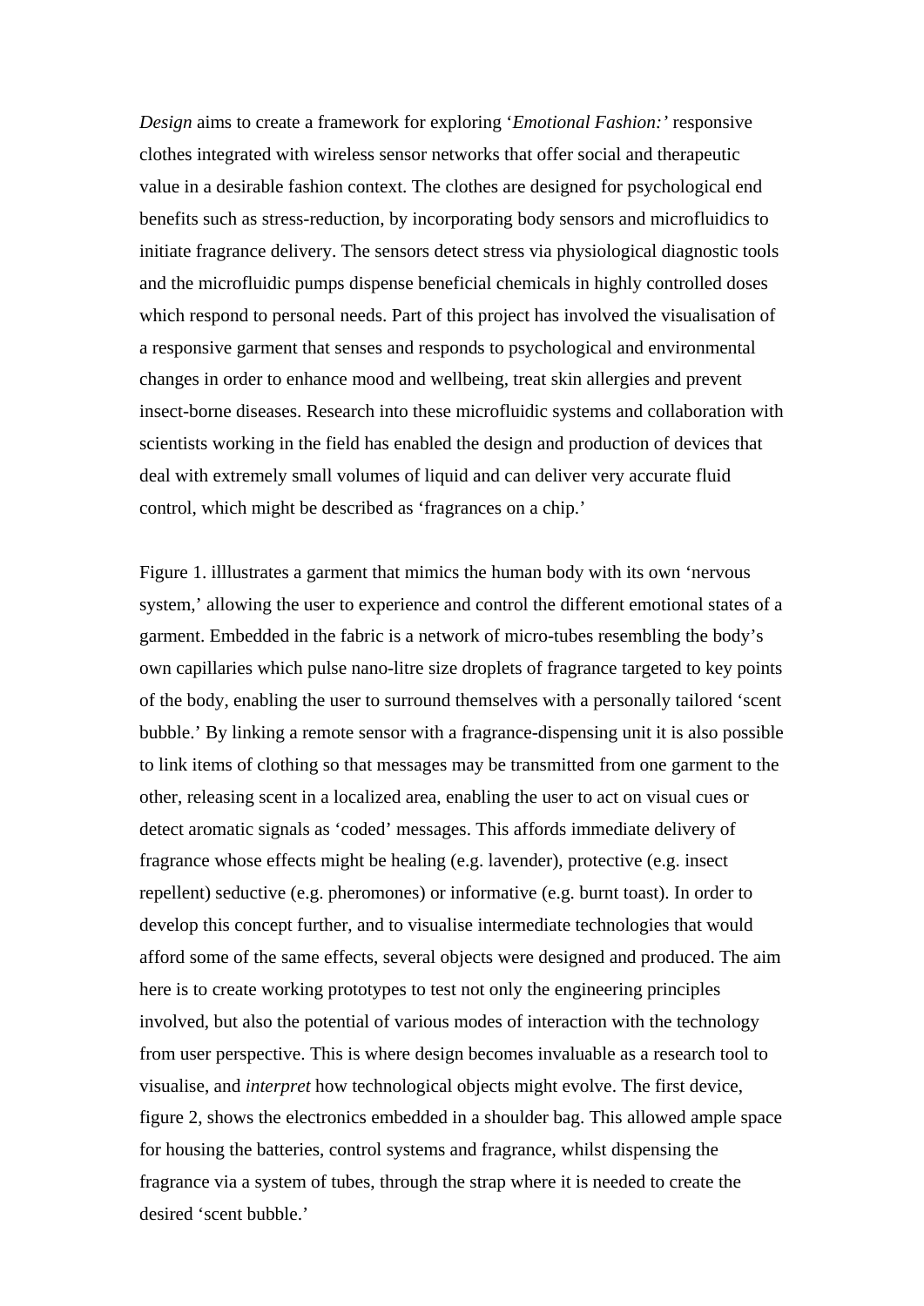*Design* aims to create a framework for exploring '*Emotional Fashion:'* responsive clothes integrated with wireless sensor networks that offer social and therapeutic value in a desirable fashion context. The clothes are designed for psychological end benefits such as stress-reduction, by incorporating body sensors and microfluidics to initiate fragrance delivery. The sensors detect stress via physiological diagnostic tools and the microfluidic pumps dispense beneficial chemicals in highly controlled doses which respond to personal needs. Part of this project has involved the visualisation of a responsive garment that senses and responds to psychological and environmental changes in order to enhance mood and wellbeing, treat skin allergies and prevent insect-borne diseases. Research into these microfluidic systems and collaboration with scientists working in the field has enabled the design and production of devices that deal with extremely small volumes of liquid and can deliver very accurate fluid control, which might be described as 'fragrances on a chip.'

Figure 1. illlustrates a garment that mimics the human body with its own 'nervous system,' allowing the user to experience and control the different emotional states of a garment. Embedded in the fabric is a network of micro-tubes resembling the body's own capillaries which pulse nano-litre size droplets of fragrance targeted to key points of the body, enabling the user to surround themselves with a personally tailored 'scent bubble.' By linking a remote sensor with a fragrance-dispensing unit it is also possible to link items of clothing so that messages may be transmitted from one garment to the other, releasing scent in a localized area, enabling the user to act on visual cues or detect aromatic signals as 'coded' messages. This affords immediate delivery of fragrance whose effects might be healing (e.g. lavender), protective (e.g. insect repellent) seductive (e.g. pheromones) or informative (e.g. burnt toast). In order to develop this concept further, and to visualise intermediate technologies that would afford some of the same effects, several objects were designed and produced. The aim here is to create working prototypes to test not only the engineering principles involved, but also the potential of various modes of interaction with the technology from user perspective. This is where design becomes invaluable as a research tool to visualise, and *interpret* how technological objects might evolve. The first device, figure 2, shows the electronics embedded in a shoulder bag. This allowed ample space for housing the batteries, control systems and fragrance, whilst dispensing the fragrance via a system of tubes, through the strap where it is needed to create the desired 'scent bubble.'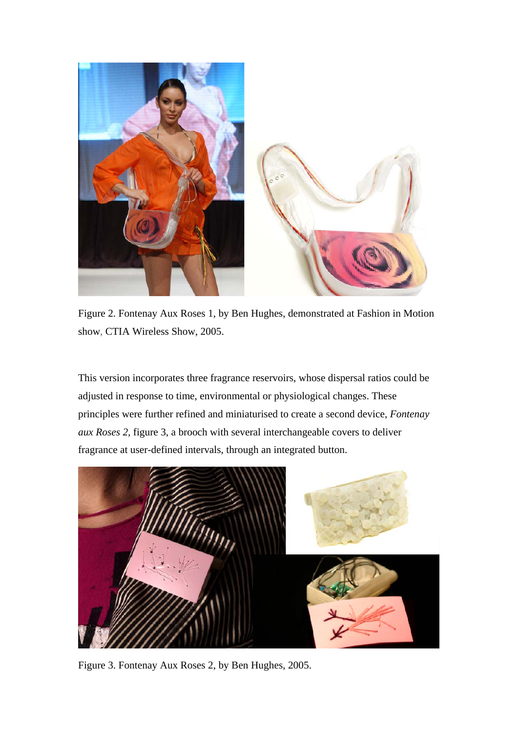Figure 2. Fontenay Aux Roses 1, by Ben Hughes, demonstrated at Fashion in Motion show, CTIA Wireless Show, 2005.

This version incorporates three fragrance reservoirs, whose dispersal ratios could be adjusted in response to time, environmental or physiological changes. These principles were further refined and miniaturised to create a second device, *Fontenay aux Roses 2*, figure 3, a brooch with several interchangeable covers to deliver fragrance at user-defined intervals, through an integrated button.

Figure 3. Fontenay Aux Roses 2, by Ben Hughes, 2005.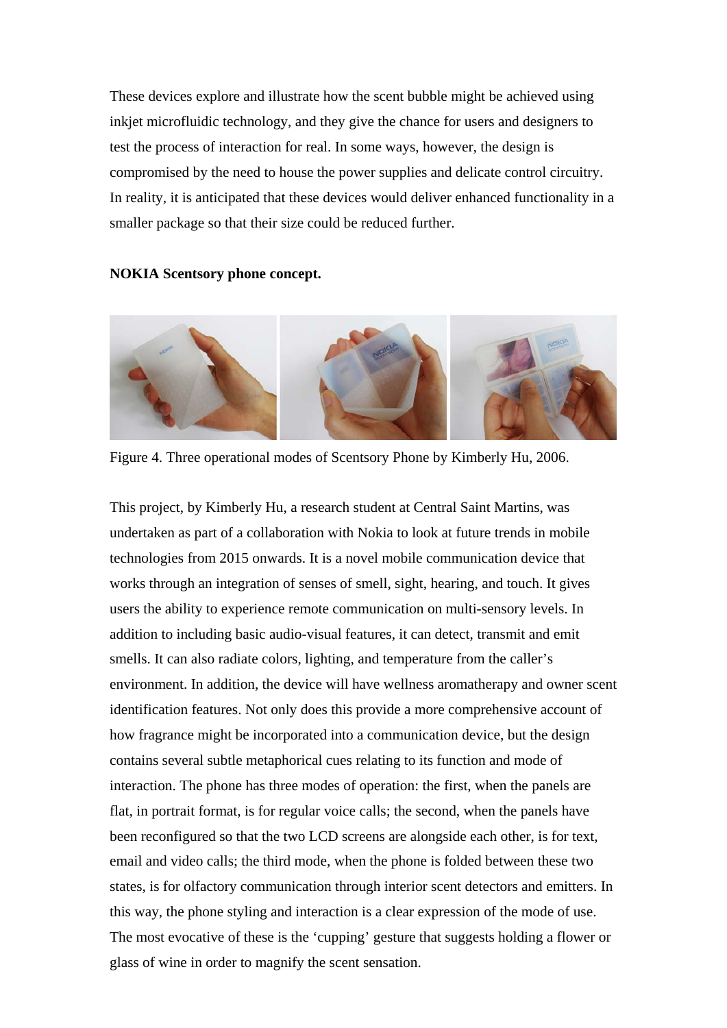These devices explore and illustrate how the scent bubble might be achieved using inkjet microfluidic technology, and they give the chance for users and designers to test the process of interaction for real. In some ways, however, the design is compromised by the need to house the power supplies and delicate control circuitry. In reality, it is anticipated that these devices would deliver enhanced functionality in a smaller package so that their size could be reduced further.

**NOKIA Scentsory phone concept.**

Figure 4. Three operational modes of Scentsory Phone by Kimberly Hu, 2006.

This project, by Kimberly Hu, a research student at Central Saint Martins, was undertaken as part of a collaboration with Nokia to look at future trends in mobile technologies from 2015 onwards. It is a novel mobile communication device that works through an integration of senses of smell, sight, hearing, and touch. It gives users the ability to experience remote communication on multi-sensory levels. In addition to including basic audio-visual features, it can detect, transmit and emit smells. It can also radiate colors, lighting, and temperature from the caller's environment. In addition, the device will have wellness aromatherapy and owner scent identification features. Not only does this provide a more comprehensive account of how fragrance might be incorporated into a communication device, but the design contains several subtle metaphorical cues relating to its function and mode of interaction. The phone has three modes of operation: the first, when the panels are flat, in portrait format, is for regular voice calls; the second, when the panels have been reconfigured so that the two LCD screens are alongside each other, is for text, email and video calls; the third mode, when the phone is folded between these two states, is for olfactory communication through interior scent detectors and emitters. In this way, the phone styling and interaction is a clear expression of the mode of use. The most evocative of these is the 'cupping' gesture that suggests holding a flower or glass of wine in order to magnify the scent sensation.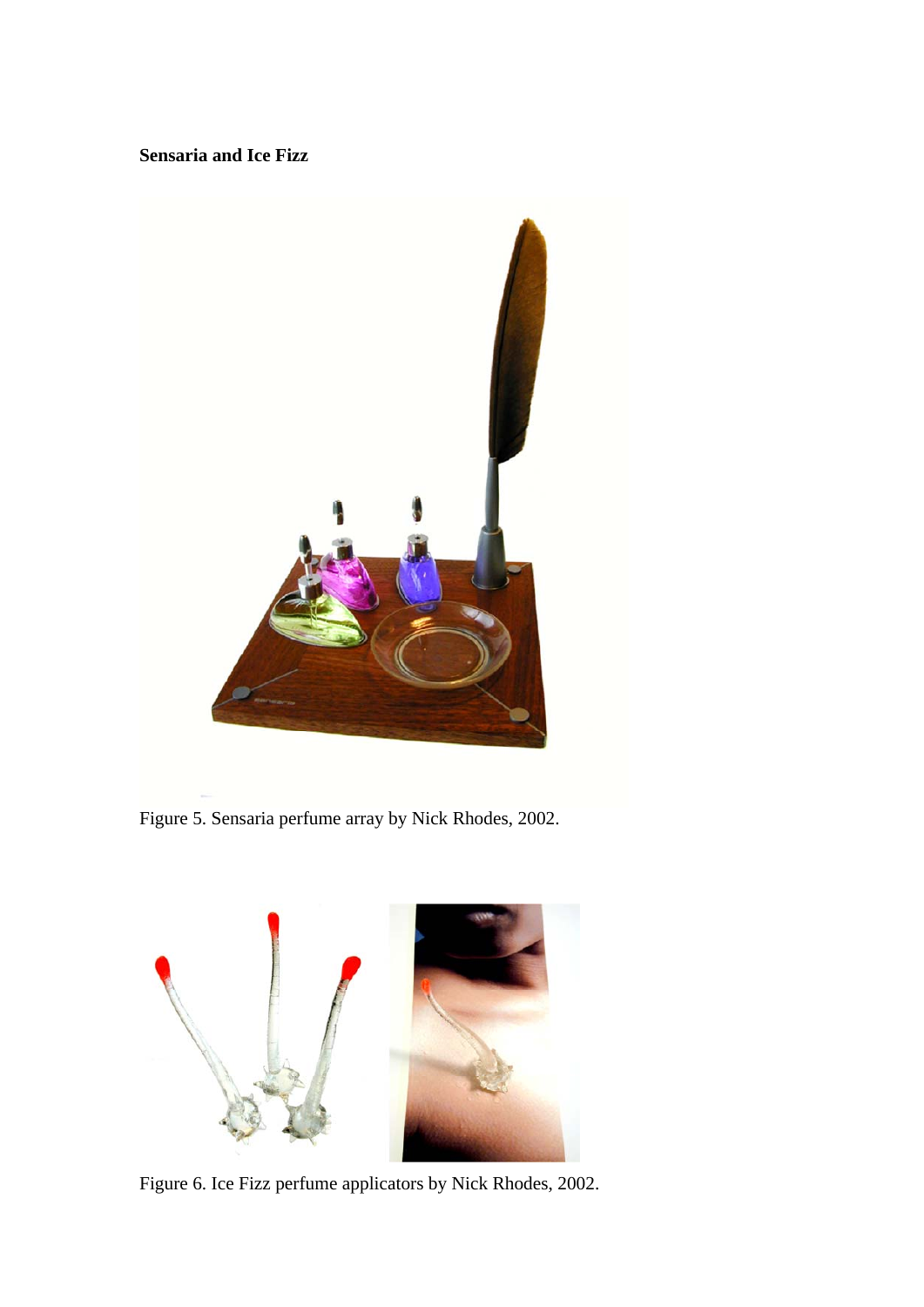**Sensaria and Ice Fizz**

Figure 5. Sensaria perfume array by Nick Rhodes, 2002.

Figure 6. Ice Fizz perfume applicators by Nick Rhodes, 2002.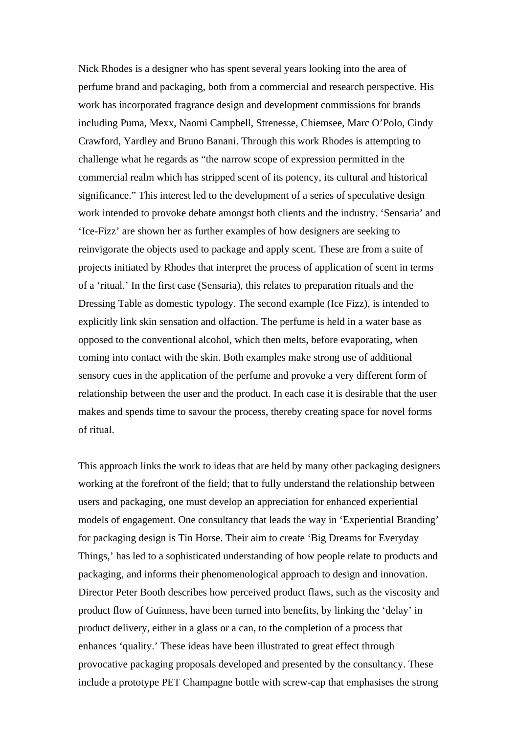Nick Rhodes is a designer who has spent several years looking into the area of perfume brand and packaging, both from a commercial and research perspective. His work has incorporated fragrance design and development commissions for brands including Puma, Mexx, Naomi Campbell, Strenesse, Chiemsee, Marc O'Polo, Cindy Crawford, Yardley and Bruno Banani. Through this work Rhodes is attempting to challenge what he regards as "the narrow scope of expression permitted in the commercial realm which has stripped scent of its potency, its cultural and historical significance." This interest led to the development of a series of speculative design work intended to provoke debate amongst both clients and the industry. 'Sensaria' and 'Ice-Fizz' are shown her as further examples of how designers are seeking to reinvigorate the objects used to package and apply scent. These are from a suite of projects initiated by Rhodes that interpret the process of application of scent in terms of a 'ritual.' In the first case (Sensaria), this relates to preparation rituals and the Dressing Table as domestic typology. The second example (Ice Fizz), is intended to explicitly link skin sensation and olfaction. The perfume is held in a water base as opposed to the conventional alcohol, which then melts, before evaporating, when coming into contact with the skin. Both examples make strong use of additional sensory cues in the application of the perfume and provoke a very different form of relationship between the user and the product. In each case it is desirable that the user makes and spends time to savour the process, thereby creating space for novel forms of ritual.

This approach links the work to ideas that are held by many other packaging designers working at the forefront of the field; that to fully understand the relationship between users and packaging, one must develop an appreciation for enhanced experiential models of engagement. One consultancy that leads the way in 'Experiential Branding' for packaging design is Tin Horse. Their aim to create 'Big Dreams for Everyday Things,' has led to a sophisticated understanding of how people relate to products and packaging, and informs their phenomenological approach to design and innovation. Director Peter Booth describes how perceived product flaws, such as the viscosity and product flow of Guinness, have been turned into benefits, by linking the 'delay' in product delivery, either in a glass or a can, to the completion of a process that enhances 'quality.' These ideas have been illustrated to great effect through provocative packaging proposals developed and presented by the consultancy. These include a prototype PET Champagne bottle with screw-cap that emphasises the strong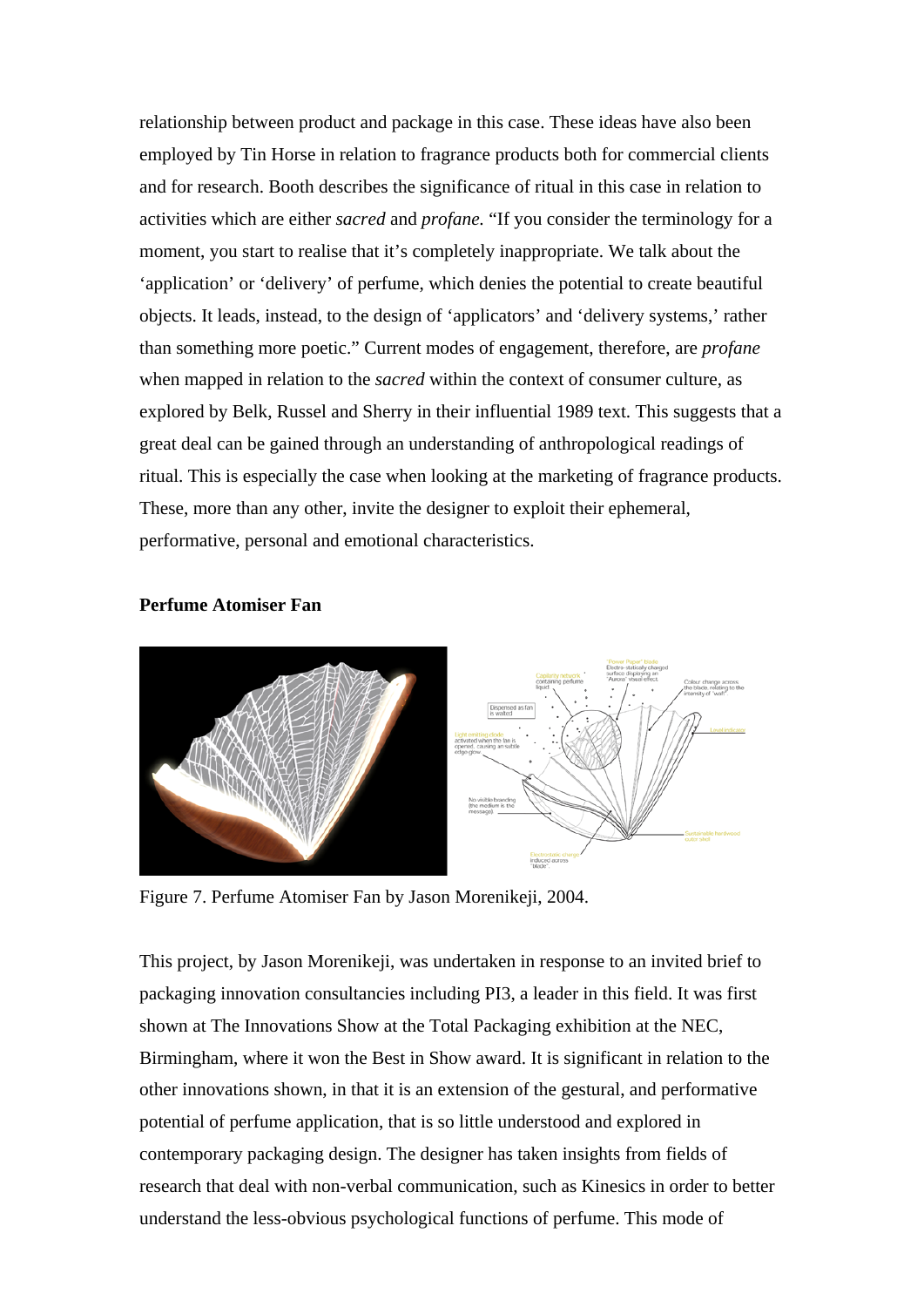relationship between product and package in this case. These ideas have also been employed by Tin Horse in relation to fragrance products both for commercial clients and for research. Booth describes the significance of ritual in this case in relation to activities which are either *sacred* and *profane.* “If you consider the terminology for a moment, you start to realise that it’s completely inappropriate. We talk about the ‘application’ or ‘delivery’ of perfume, which denies the potential to create beautiful objects. It leads, instead, to the design of ‘applicators’ and ‘delivery systems,’ rather than something more poetic.” Current modes of engagement, therefore, are *profane* when mapped in relation to the *sacred* within the context of consumer culture, as explored by Belk, Russel and Sherry in their influential 1989 text. This suggests that a great deal can be gained through an understanding of anthropological readings of ritual. This is especially the case when looking at the marketing of fragrance products. These, more than any other, invite the designer to exploit their ephemeral, performative, personal and emotional characteristics.

**Perfume Atomiser Fan**

Figure 7. Perfume Atomiser Fan by Jason Morenikeji, 2004.

This project, by Jason Morenikeji, was undertaken in response to an invited brief to packaging innovation consultancies including PI3, a leader in this field. It was first shown at The Innovations Show at the Total Packaging exhibition at the NEC, Birmingham, where it won the Best in Show award. It is significant in relation to the other innovations shown, in that it is an extension of the gestural, and performative potential of perfume application, that is so little understood and explored in contemporary packaging design. The designer has taken insights from fields of research that deal with non-verbal communication, such as Kinesics in order to better understand the less-obvious psychological functions of perfume. This mode of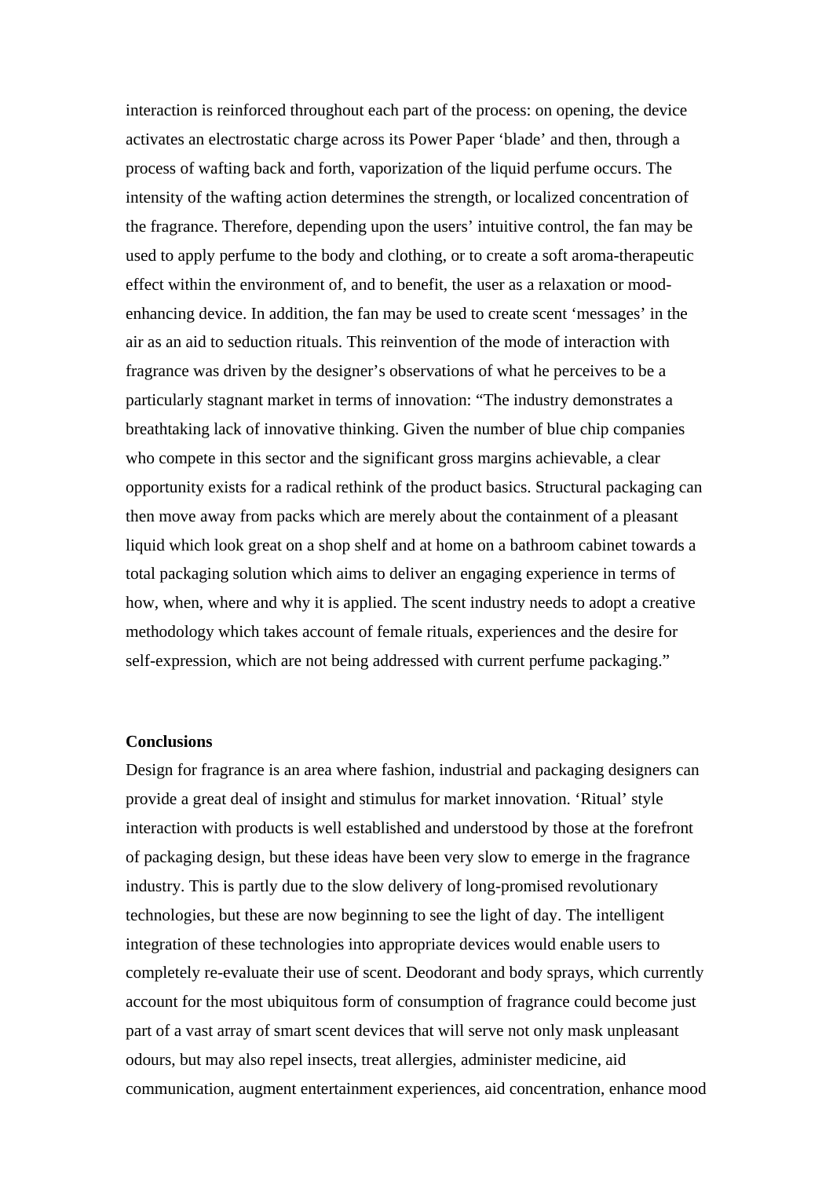interaction is reinforced throughout each part of the process: on opening, the device activates an electrostatic charge across its Power Paper 'blade' and then, through a process of wafting back and forth, vaporization of the liquid perfume occurs. The intensity of the wafting action determines the strength, or localized concentration of the fragrance. Therefore, depending upon the users' intuitive control, the fan may be used to apply perfume to the body and clothing, or to create a soft aroma-therapeutic effect within the environment of, and to benefit, the user as a relaxation or mood-enhancing device. In addition, the fan may be used to create scent 'messages' in the air as an aid to seduction rituals. This reinvention of the mode of interaction with fragrance was driven by the designer's observations of what he perceives to be a particularly stagnant market in terms of innovation: "The industry demonstrates a breathtaking lack of innovative thinking. Given the number of blue chip companies who compete in this sector and the significant gross margins achievable, a clear opportunity exists for a radical rethink of the product basics. Structural packaging can then move away from packs which are merely about the containment of a pleasant liquid which look great on a shop shelf and at home on a bathroom cabinet towards a total packaging solution which aims to deliver an engaging experience in terms of how, when, where and why it is applied. The scent industry needs to adopt a creative methodology which takes account of female rituals, experiences and the desire for self-expression, which are not being addressed with current perfume packaging."

**Conclusions**

Design for fragrance is an area where fashion, industrial and packaging designers can provide a great deal of insight and stimulus for market innovation. 'Ritual' style interaction with products is well established and understood by those at the forefront of packaging design, but these ideas have been very slow to emerge in the fragrance industry. This is partly due to the slow delivery of long-promised revolutionary technologies, but these are now beginning to see the light of day. The intelligent integration of these technologies into appropriate devices would enable users to completely re-evaluate their use of scent. Deodorant and body sprays, which currently account for the most ubiquitous form of consumption of fragrance could become just part of a vast array of smart scent devices that will serve not only mask unpleasant odours, but may also repel insects, treat allergies, administer medicine, aid communication, augment entertainment experiences, aid concentration, enhance mood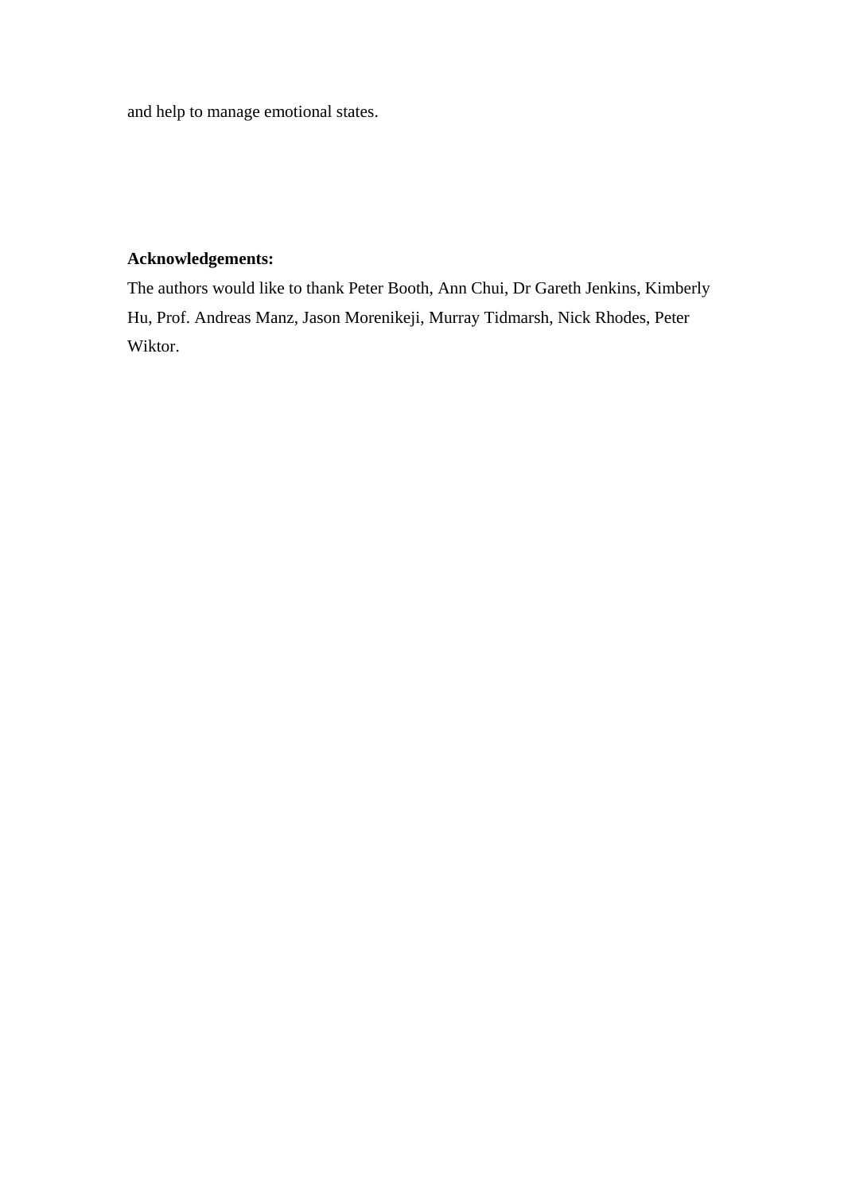and help to manage emotional states.

**Acknowledgements:**

The authors would like to thank Peter Booth, Ann Chui, Dr Gareth Jenkins, Kimberly Hu, Prof. Andreas Manz, Jason Morenikeji, Murray Tidmarsh, Nick Rhodes, Peter Wiktor.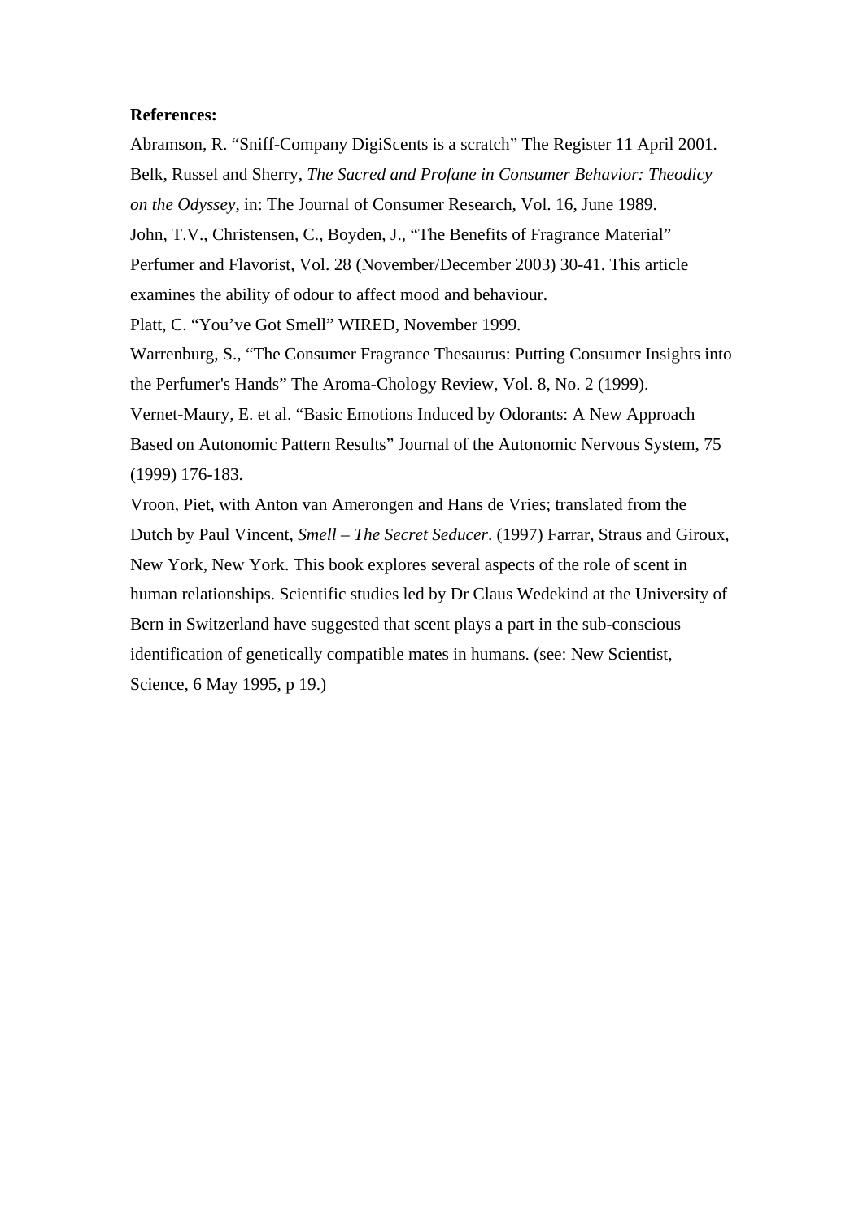**References:**

Abramson, R. “Sniff-Company DigiScents is a scratch” The Register 11 April 2001.

Belk, Russel and Sherry, *The Sacred and Profane in Consumer Behavior: Theodicy on the Odyssey*, in: The Journal of Consumer Research, Vol. 16, June 1989.

John, T.V., Christensen, C., Boyden, J., “The Benefits of Fragrance Material” Perfumer and Flavorist, Vol. 28 (November/December 2003) 30-41. This article examines the ability of odour to affect mood and behaviour.

Platt, C. “You’ve Got Smell” WIRED, November 1999.

Warrenburg, S., “The Consumer Fragrance Thesaurus: Putting Consumer Insights into the Perfumer's Hands” The Aroma-Chology Review, Vol. 8, No. 2 (1999).

Vernet-Maury, E. et al. “Basic Emotions Induced by Odorants: A New Approach Based on Autonomic Pattern Results” Journal of the Autonomic Nervous System, 75 (1999) 176-183.

Vroon, Piet, with Anton van Amerongen and Hans de Vries; translated from the Dutch by Paul Vincent, *Smell – The Secret Seducer*. (1997) Farrar, Straus and Giroux, New York, New York. This book explores several aspects of the role of scent in human relationships. Scientific studies led by Dr Claus Wedekind at the University of Bern in Switzerland have suggested that scent plays a part in the sub-conscious identification of genetically compatible mates in humans. (see: New Scientist, Science, 6 May 1995, p 19.)